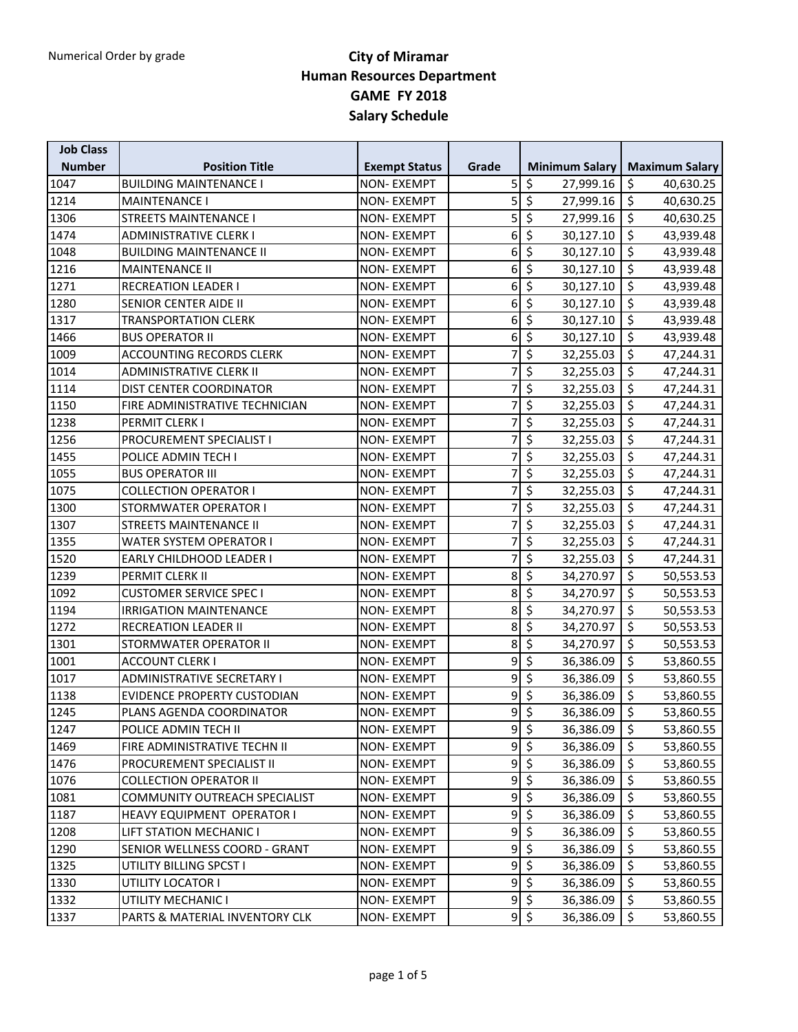Numerical Order by grade

# City of Miramar
## Human Resources Department
## GAME FY 2018
## Salary Schedule

| Job Class Number | Position Title | Exempt Status | Grade | Minimum Salary | Maximum Salary |
|---|---|---|---|---|---|
| 1047 | BUILDING MAINTENANCE I | NON- EXEMPT | 5 | $ 27,999.16 | $ 40,630.25 |
| 1214 | MAINTENANCE I | NON- EXEMPT | 5 | $ 27,999.16 | $ 40,630.25 |
| 1306 | STREETS MAINTENANCE I | NON- EXEMPT | 5 | $ 27,999.16 | $ 40,630.25 |
| 1474 | ADMINISTRATIVE CLERK I | NON- EXEMPT | 6 | $ 30,127.10 | $ 43,939.48 |
| 1048 | BUILDING MAINTENANCE II | NON- EXEMPT | 6 | $ 30,127.10 | $ 43,939.48 |
| 1216 | MAINTENANCE II | NON- EXEMPT | 6 | $ 30,127.10 | $ 43,939.48 |
| 1271 | RECREATION LEADER I | NON- EXEMPT | 6 | $ 30,127.10 | $ 43,939.48 |
| 1280 | SENIOR CENTER AIDE II | NON- EXEMPT | 6 | $ 30,127.10 | $ 43,939.48 |
| 1317 | TRANSPORTATION CLERK | NON- EXEMPT | 6 | $ 30,127.10 | $ 43,939.48 |
| 1466 | BUS OPERATOR II | NON- EXEMPT | 6 | $ 30,127.10 | $ 43,939.48 |
| 1009 | ACCOUNTING RECORDS CLERK | NON- EXEMPT | 7 | $ 32,255.03 | $ 47,244.31 |
| 1014 | ADMINISTRATIVE CLERK II | NON- EXEMPT | 7 | $ 32,255.03 | $ 47,244.31 |
| 1114 | DIST CENTER COORDINATOR | NON- EXEMPT | 7 | $ 32,255.03 | $ 47,244.31 |
| 1150 | FIRE ADMINISTRATIVE TECHNICIAN | NON- EXEMPT | 7 | $ 32,255.03 | $ 47,244.31 |
| 1238 | PERMIT CLERK I | NON- EXEMPT | 7 | $ 32,255.03 | $ 47,244.31 |
| 1256 | PROCUREMENT SPECIALIST I | NON- EXEMPT | 7 | $ 32,255.03 | $ 47,244.31 |
| 1455 | POLICE ADMIN TECH I | NON- EXEMPT | 7 | $ 32,255.03 | $ 47,244.31 |
| 1055 | BUS OPERATOR III | NON- EXEMPT | 7 | $ 32,255.03 | $ 47,244.31 |
| 1075 | COLLECTION OPERATOR I | NON- EXEMPT | 7 | $ 32,255.03 | $ 47,244.31 |
| 1300 | STORMWATER OPERATOR I | NON- EXEMPT | 7 | $ 32,255.03 | $ 47,244.31 |
| 1307 | STREETS MAINTENANCE II | NON- EXEMPT | 7 | $ 32,255.03 | $ 47,244.31 |
| 1355 | WATER SYSTEM OPERATOR I | NON- EXEMPT | 7 | $ 32,255.03 | $ 47,244.31 |
| 1520 | EARLY CHILDHOOD LEADER I | NON- EXEMPT | 7 | $ 32,255.03 | $ 47,244.31 |
| 1239 | PERMIT CLERK II | NON- EXEMPT | 8 | $ 34,270.97 | $ 50,553.53 |
| 1092 | CUSTOMER SERVICE SPEC I | NON- EXEMPT | 8 | $ 34,270.97 | $ 50,553.53 |
| 1194 | IRRIGATION MAINTENANCE | NON- EXEMPT | 8 | $ 34,270.97 | $ 50,553.53 |
| 1272 | RECREATION LEADER II | NON- EXEMPT | 8 | $ 34,270.97 | $ 50,553.53 |
| 1301 | STORMWATER OPERATOR II | NON- EXEMPT | 8 | $ 34,270.97 | $ 50,553.53 |
| 1001 | ACCOUNT CLERK I | NON- EXEMPT | 9 | $ 36,386.09 | $ 53,860.55 |
| 1017 | ADMINISTRATIVE SECRETARY I | NON- EXEMPT | 9 | $ 36,386.09 | $ 53,860.55 |
| 1138 | EVIDENCE PROPERTY CUSTODIAN | NON- EXEMPT | 9 | $ 36,386.09 | $ 53,860.55 |
| 1245 | PLANS AGENDA COORDINATOR | NON- EXEMPT | 9 | $ 36,386.09 | $ 53,860.55 |
| 1247 | POLICE ADMIN TECH II | NON- EXEMPT | 9 | $ 36,386.09 | $ 53,860.55 |
| 1469 | FIRE ADMINISTRATIVE TECHN II | NON- EXEMPT | 9 | $ 36,386.09 | $ 53,860.55 |
| 1476 | PROCUREMENT SPECIALIST II | NON- EXEMPT | 9 | $ 36,386.09 | $ 53,860.55 |
| 1076 | COLLECTION OPERATOR II | NON- EXEMPT | 9 | $ 36,386.09 | $ 53,860.55 |
| 1081 | COMMUNITY OUTREACH SPECIALIST | NON- EXEMPT | 9 | $ 36,386.09 | $ 53,860.55 |
| 1187 | HEAVY EQUIPMENT OPERATOR I | NON- EXEMPT | 9 | $ 36,386.09 | $ 53,860.55 |
| 1208 | LIFT STATION MECHANIC I | NON- EXEMPT | 9 | $ 36,386.09 | $ 53,860.55 |
| 1290 | SENIOR WELLNESS COORD - GRANT | NON- EXEMPT | 9 | $ 36,386.09 | $ 53,860.55 |
| 1325 | UTILITY BILLING SPCST I | NON- EXEMPT | 9 | $ 36,386.09 | $ 53,860.55 |
| 1330 | UTILITY LOCATOR I | NON- EXEMPT | 9 | $ 36,386.09 | $ 53,860.55 |
| 1332 | UTILITY MECHANIC I | NON- EXEMPT | 9 | $ 36,386.09 | $ 53,860.55 |
| 1337 | PARTS & MATERIAL INVENTORY CLK | NON- EXEMPT | 9 | $ 36,386.09 | $ 53,860.55 |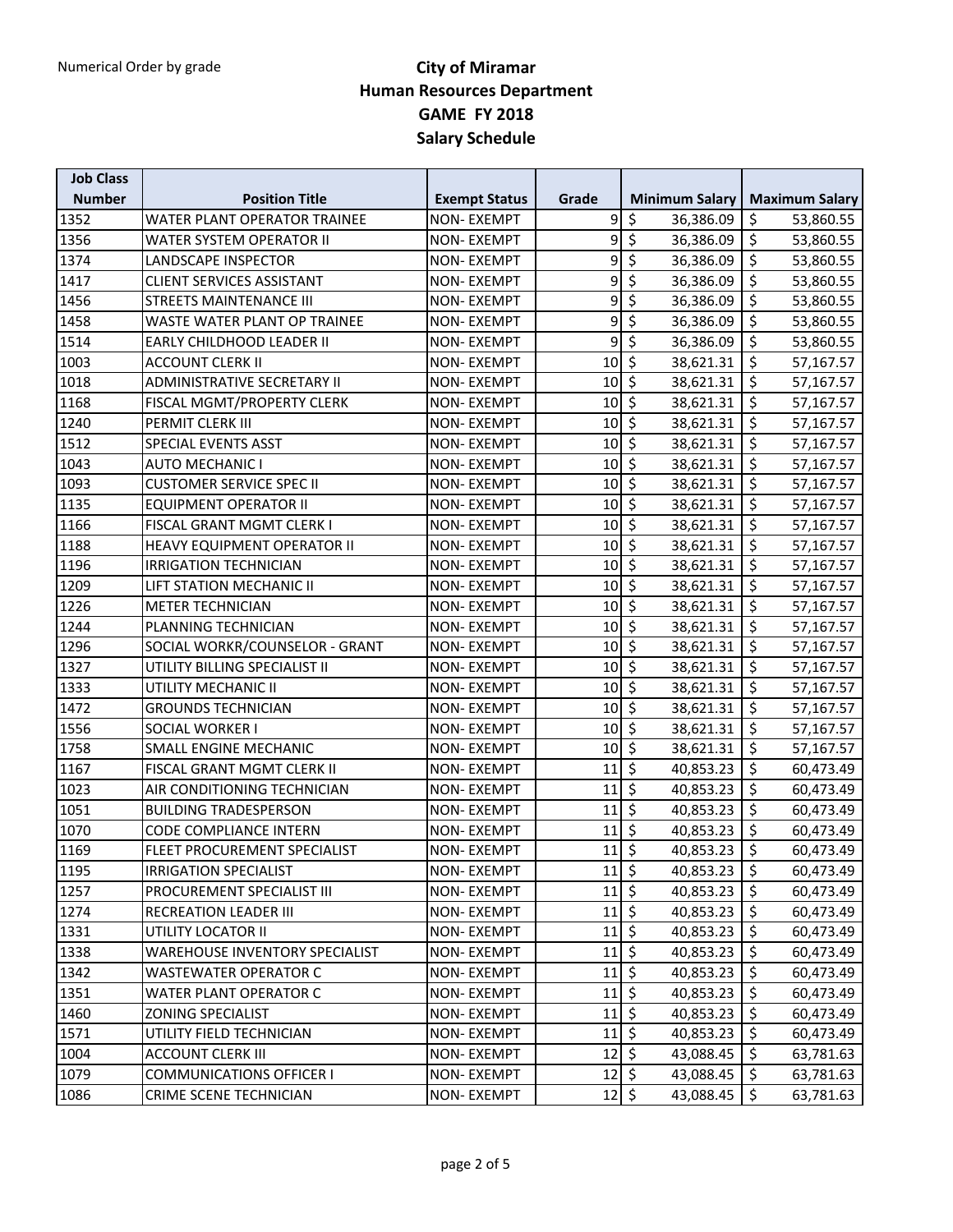Numerical Order by grade

# City of Miramar
## Human Resources Department
## GAME FY 2018
## Salary Schedule

| Job Class Number | Position Title | Exempt Status | Grade | Minimum Salary | Maximum Salary |
|---|---|---|---|---|---|
| 1352 | WATER PLANT OPERATOR TRAINEE | NON- EXEMPT | 9 | $ 36,386.09 | $ 53,860.55 |
| 1356 | WATER SYSTEM OPERATOR II | NON- EXEMPT | 9 | $ 36,386.09 | $ 53,860.55 |
| 1374 | LANDSCAPE INSPECTOR | NON- EXEMPT | 9 | $ 36,386.09 | $ 53,860.55 |
| 1417 | CLIENT SERVICES ASSISTANT | NON- EXEMPT | 9 | $ 36,386.09 | $ 53,860.55 |
| 1456 | STREETS MAINTENANCE III | NON- EXEMPT | 9 | $ 36,386.09 | $ 53,860.55 |
| 1458 | WASTE WATER PLANT OP TRAINEE | NON- EXEMPT | 9 | $ 36,386.09 | $ 53,860.55 |
| 1514 | EARLY CHILDHOOD LEADER II | NON- EXEMPT | 9 | $ 36,386.09 | $ 53,860.55 |
| 1003 | ACCOUNT CLERK II | NON- EXEMPT | 10 | $ 38,621.31 | $ 57,167.57 |
| 1018 | ADMINISTRATIVE SECRETARY II | NON- EXEMPT | 10 | $ 38,621.31 | $ 57,167.57 |
| 1168 | FISCAL MGMT/PROPERTY CLERK | NON- EXEMPT | 10 | $ 38,621.31 | $ 57,167.57 |
| 1240 | PERMIT CLERK III | NON- EXEMPT | 10 | $ 38,621.31 | $ 57,167.57 |
| 1512 | SPECIAL EVENTS ASST | NON- EXEMPT | 10 | $ 38,621.31 | $ 57,167.57 |
| 1043 | AUTO MECHANIC I | NON- EXEMPT | 10 | $ 38,621.31 | $ 57,167.57 |
| 1093 | CUSTOMER SERVICE SPEC II | NON- EXEMPT | 10 | $ 38,621.31 | $ 57,167.57 |
| 1135 | EQUIPMENT OPERATOR II | NON- EXEMPT | 10 | $ 38,621.31 | $ 57,167.57 |
| 1166 | FISCAL GRANT MGMT CLERK I | NON- EXEMPT | 10 | $ 38,621.31 | $ 57,167.57 |
| 1188 | HEAVY EQUIPMENT OPERATOR II | NON- EXEMPT | 10 | $ 38,621.31 | $ 57,167.57 |
| 1196 | IRRIGATION TECHNICIAN | NON- EXEMPT | 10 | $ 38,621.31 | $ 57,167.57 |
| 1209 | LIFT STATION MECHANIC II | NON- EXEMPT | 10 | $ 38,621.31 | $ 57,167.57 |
| 1226 | METER TECHNICIAN | NON- EXEMPT | 10 | $ 38,621.31 | $ 57,167.57 |
| 1244 | PLANNING TECHNICIAN | NON- EXEMPT | 10 | $ 38,621.31 | $ 57,167.57 |
| 1296 | SOCIAL WORKR/COUNSELOR - GRANT | NON- EXEMPT | 10 | $ 38,621.31 | $ 57,167.57 |
| 1327 | UTILITY BILLING SPECIALIST II | NON- EXEMPT | 10 | $ 38,621.31 | $ 57,167.57 |
| 1333 | UTILITY MECHANIC II | NON- EXEMPT | 10 | $ 38,621.31 | $ 57,167.57 |
| 1472 | GROUNDS TECHNICIAN | NON- EXEMPT | 10 | $ 38,621.31 | $ 57,167.57 |
| 1556 | SOCIAL WORKER I | NON- EXEMPT | 10 | $ 38,621.31 | $ 57,167.57 |
| 1758 | SMALL ENGINE MECHANIC | NON- EXEMPT | 10 | $ 38,621.31 | $ 57,167.57 |
| 1167 | FISCAL GRANT MGMT CLERK II | NON- EXEMPT | 11 | $ 40,853.23 | $ 60,473.49 |
| 1023 | AIR CONDITIONING TECHNICIAN | NON- EXEMPT | 11 | $ 40,853.23 | $ 60,473.49 |
| 1051 | BUILDING TRADESPERSON | NON- EXEMPT | 11 | $ 40,853.23 | $ 60,473.49 |
| 1070 | CODE COMPLIANCE INTERN | NON- EXEMPT | 11 | $ 40,853.23 | $ 60,473.49 |
| 1169 | FLEET PROCUREMENT SPECIALIST | NON- EXEMPT | 11 | $ 40,853.23 | $ 60,473.49 |
| 1195 | IRRIGATION SPECIALIST | NON- EXEMPT | 11 | $ 40,853.23 | $ 60,473.49 |
| 1257 | PROCUREMENT SPECIALIST III | NON- EXEMPT | 11 | $ 40,853.23 | $ 60,473.49 |
| 1274 | RECREATION LEADER III | NON- EXEMPT | 11 | $ 40,853.23 | $ 60,473.49 |
| 1331 | UTILITY LOCATOR II | NON- EXEMPT | 11 | $ 40,853.23 | $ 60,473.49 |
| 1338 | WAREHOUSE INVENTORY SPECIALIST | NON- EXEMPT | 11 | $ 40,853.23 | $ 60,473.49 |
| 1342 | WASTEWATER OPERATOR C | NON- EXEMPT | 11 | $ 40,853.23 | $ 60,473.49 |
| 1351 | WATER PLANT OPERATOR C | NON- EXEMPT | 11 | $ 40,853.23 | $ 60,473.49 |
| 1460 | ZONING SPECIALIST | NON- EXEMPT | 11 | $ 40,853.23 | $ 60,473.49 |
| 1571 | UTILITY FIELD TECHNICIAN | NON- EXEMPT | 11 | $ 40,853.23 | $ 60,473.49 |
| 1004 | ACCOUNT CLERK III | NON- EXEMPT | 12 | $ 43,088.45 | $ 63,781.63 |
| 1079 | COMMUNICATIONS OFFICER I | NON- EXEMPT | 12 | $ 43,088.45 | $ 63,781.63 |
| 1086 | CRIME SCENE TECHNICIAN | NON- EXEMPT | 12 | $ 43,088.45 | $ 63,781.63 |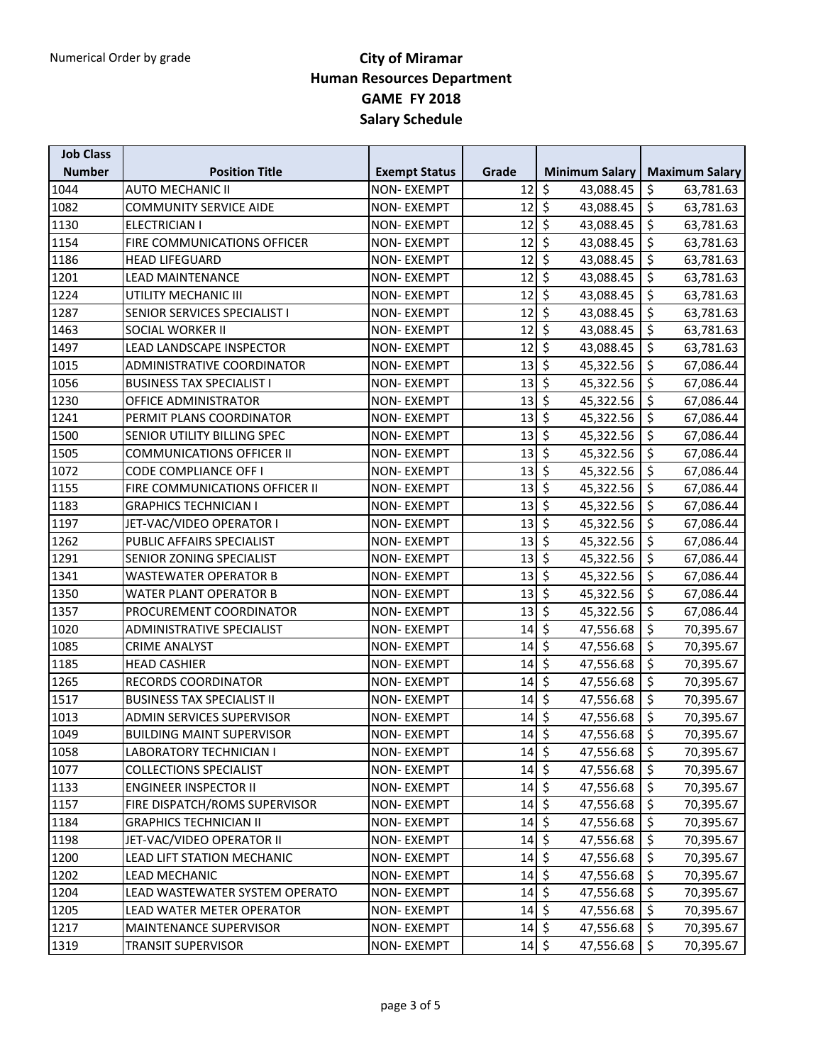Numerical Order by grade

# City of Miramar
## Human Resources Department
## GAME FY 2018
## Salary Schedule

| Job Class Number | Position Title | Exempt Status | Grade | Minimum Salary | Maximum Salary |
|---|---|---|---|---|---|
| 1044 | AUTO MECHANIC II | NON- EXEMPT | 12 | $ 43,088.45 | $ 63,781.63 |
| 1082 | COMMUNITY SERVICE AIDE | NON- EXEMPT | 12 | $ 43,088.45 | $ 63,781.63 |
| 1130 | ELECTRICIAN I | NON- EXEMPT | 12 | $ 43,088.45 | $ 63,781.63 |
| 1154 | FIRE COMMUNICATIONS OFFICER | NON- EXEMPT | 12 | $ 43,088.45 | $ 63,781.63 |
| 1186 | HEAD LIFEGUARD | NON- EXEMPT | 12 | $ 43,088.45 | $ 63,781.63 |
| 1201 | LEAD MAINTENANCE | NON- EXEMPT | 12 | $ 43,088.45 | $ 63,781.63 |
| 1224 | UTILITY MECHANIC III | NON- EXEMPT | 12 | $ 43,088.45 | $ 63,781.63 |
| 1287 | SENIOR SERVICES SPECIALIST I | NON- EXEMPT | 12 | $ 43,088.45 | $ 63,781.63 |
| 1463 | SOCIAL WORKER II | NON- EXEMPT | 12 | $ 43,088.45 | $ 63,781.63 |
| 1497 | LEAD LANDSCAPE INSPECTOR | NON- EXEMPT | 12 | $ 43,088.45 | $ 63,781.63 |
| 1015 | ADMINISTRATIVE COORDINATOR | NON- EXEMPT | 13 | $ 45,322.56 | $ 67,086.44 |
| 1056 | BUSINESS TAX SPECIALIST I | NON- EXEMPT | 13 | $ 45,322.56 | $ 67,086.44 |
| 1230 | OFFICE ADMINISTRATOR | NON- EXEMPT | 13 | $ 45,322.56 | $ 67,086.44 |
| 1241 | PERMIT PLANS COORDINATOR | NON- EXEMPT | 13 | $ 45,322.56 | $ 67,086.44 |
| 1500 | SENIOR UTILITY BILLING SPEC | NON- EXEMPT | 13 | $ 45,322.56 | $ 67,086.44 |
| 1505 | COMMUNICATIONS OFFICER II | NON- EXEMPT | 13 | $ 45,322.56 | $ 67,086.44 |
| 1072 | CODE COMPLIANCE OFF I | NON- EXEMPT | 13 | $ 45,322.56 | $ 67,086.44 |
| 1155 | FIRE COMMUNICATIONS OFFICER II | NON- EXEMPT | 13 | $ 45,322.56 | $ 67,086.44 |
| 1183 | GRAPHICS TECHNICIAN I | NON- EXEMPT | 13 | $ 45,322.56 | $ 67,086.44 |
| 1197 | JET-VAC/VIDEO OPERATOR I | NON- EXEMPT | 13 | $ 45,322.56 | $ 67,086.44 |
| 1262 | PUBLIC AFFAIRS SPECIALIST | NON- EXEMPT | 13 | $ 45,322.56 | $ 67,086.44 |
| 1291 | SENIOR ZONING SPECIALIST | NON- EXEMPT | 13 | $ 45,322.56 | $ 67,086.44 |
| 1341 | WASTEWATER OPERATOR B | NON- EXEMPT | 13 | $ 45,322.56 | $ 67,086.44 |
| 1350 | WATER PLANT OPERATOR B | NON- EXEMPT | 13 | $ 45,322.56 | $ 67,086.44 |
| 1357 | PROCUREMENT COORDINATOR | NON- EXEMPT | 13 | $ 45,322.56 | $ 67,086.44 |
| 1020 | ADMINISTRATIVE SPECIALIST | NON- EXEMPT | 14 | $ 47,556.68 | $ 70,395.67 |
| 1085 | CRIME ANALYST | NON- EXEMPT | 14 | $ 47,556.68 | $ 70,395.67 |
| 1185 | HEAD CASHIER | NON- EXEMPT | 14 | $ 47,556.68 | $ 70,395.67 |
| 1265 | RECORDS COORDINATOR | NON- EXEMPT | 14 | $ 47,556.68 | $ 70,395.67 |
| 1517 | BUSINESS TAX SPECIALIST II | NON- EXEMPT | 14 | $ 47,556.68 | $ 70,395.67 |
| 1013 | ADMIN SERVICES SUPERVISOR | NON- EXEMPT | 14 | $ 47,556.68 | $ 70,395.67 |
| 1049 | BUILDING MAINT SUPERVISOR | NON- EXEMPT | 14 | $ 47,556.68 | $ 70,395.67 |
| 1058 | LABORATORY TECHNICIAN I | NON- EXEMPT | 14 | $ 47,556.68 | $ 70,395.67 |
| 1077 | COLLECTIONS SPECIALIST | NON- EXEMPT | 14 | $ 47,556.68 | $ 70,395.67 |
| 1133 | ENGINEER INSPECTOR II | NON- EXEMPT | 14 | $ 47,556.68 | $ 70,395.67 |
| 1157 | FIRE DISPATCH/ROMS SUPERVISOR | NON- EXEMPT | 14 | $ 47,556.68 | $ 70,395.67 |
| 1184 | GRAPHICS TECHNICIAN II | NON- EXEMPT | 14 | $ 47,556.68 | $ 70,395.67 |
| 1198 | JET-VAC/VIDEO OPERATOR II | NON- EXEMPT | 14 | $ 47,556.68 | $ 70,395.67 |
| 1200 | LEAD LIFT STATION MECHANIC | NON- EXEMPT | 14 | $ 47,556.68 | $ 70,395.67 |
| 1202 | LEAD MECHANIC | NON- EXEMPT | 14 | $ 47,556.68 | $ 70,395.67 |
| 1204 | LEAD WASTEWATER SYSTEM OPERATO | NON- EXEMPT | 14 | $ 47,556.68 | $ 70,395.67 |
| 1205 | LEAD WATER METER OPERATOR | NON- EXEMPT | 14 | $ 47,556.68 | $ 70,395.67 |
| 1217 | MAINTENANCE SUPERVISOR | NON- EXEMPT | 14 | $ 47,556.68 | $ 70,395.67 |
| 1319 | TRANSIT SUPERVISOR | NON- EXEMPT | 14 | $ 47,556.68 | $ 70,395.67 |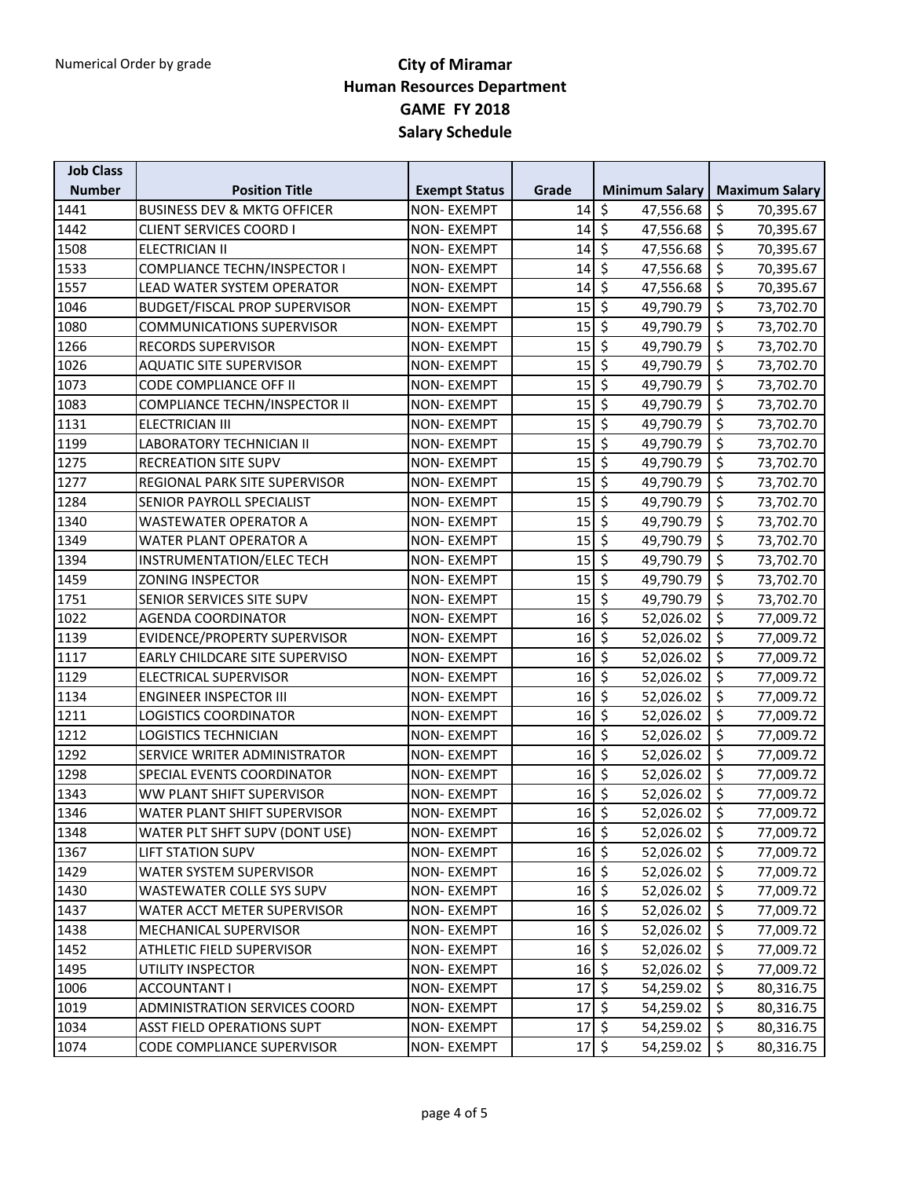Numerical Order by grade

# City of Miramar
## Human Resources Department
## GAME FY 2018
## Salary Schedule

| Job Class Number | Position Title | Exempt Status | Grade | Minimum Salary | Maximum Salary |
|---|---|---|---|---|---|
| 1441 | BUSINESS DEV & MKTG OFFICER | NON- EXEMPT | 14 | $ 47,556.68 | $ 70,395.67 |
| 1442 | CLIENT SERVICES COORD I | NON- EXEMPT | 14 | $ 47,556.68 | $ 70,395.67 |
| 1508 | ELECTRICIAN II | NON- EXEMPT | 14 | $ 47,556.68 | $ 70,395.67 |
| 1533 | COMPLIANCE TECHN/INSPECTOR I | NON- EXEMPT | 14 | $ 47,556.68 | $ 70,395.67 |
| 1557 | LEAD WATER SYSTEM OPERATOR | NON- EXEMPT | 14 | $ 47,556.68 | $ 70,395.67 |
| 1046 | BUDGET/FISCAL PROP SUPERVISOR | NON- EXEMPT | 15 | $ 49,790.79 | $ 73,702.70 |
| 1080 | COMMUNICATIONS SUPERVISOR | NON- EXEMPT | 15 | $ 49,790.79 | $ 73,702.70 |
| 1266 | RECORDS SUPERVISOR | NON- EXEMPT | 15 | $ 49,790.79 | $ 73,702.70 |
| 1026 | AQUATIC SITE SUPERVISOR | NON- EXEMPT | 15 | $ 49,790.79 | $ 73,702.70 |
| 1073 | CODE COMPLIANCE OFF II | NON- EXEMPT | 15 | $ 49,790.79 | $ 73,702.70 |
| 1083 | COMPLIANCE TECHN/INSPECTOR II | NON- EXEMPT | 15 | $ 49,790.79 | $ 73,702.70 |
| 1131 | ELECTRICIAN III | NON- EXEMPT | 15 | $ 49,790.79 | $ 73,702.70 |
| 1199 | LABORATORY TECHNICIAN II | NON- EXEMPT | 15 | $ 49,790.79 | $ 73,702.70 |
| 1275 | RECREATION SITE SUPV | NON- EXEMPT | 15 | $ 49,790.79 | $ 73,702.70 |
| 1277 | REGIONAL PARK SITE SUPERVISOR | NON- EXEMPT | 15 | $ 49,790.79 | $ 73,702.70 |
| 1284 | SENIOR PAYROLL SPECIALIST | NON- EXEMPT | 15 | $ 49,790.79 | $ 73,702.70 |
| 1340 | WASTEWATER OPERATOR A | NON- EXEMPT | 15 | $ 49,790.79 | $ 73,702.70 |
| 1349 | WATER PLANT OPERATOR A | NON- EXEMPT | 15 | $ 49,790.79 | $ 73,702.70 |
| 1394 | INSTRUMENTATION/ELEC TECH | NON- EXEMPT | 15 | $ 49,790.79 | $ 73,702.70 |
| 1459 | ZONING INSPECTOR | NON- EXEMPT | 15 | $ 49,790.79 | $ 73,702.70 |
| 1751 | SENIOR SERVICES SITE SUPV | NON- EXEMPT | 15 | $ 49,790.79 | $ 73,702.70 |
| 1022 | AGENDA COORDINATOR | NON- EXEMPT | 16 | $ 52,026.02 | $ 77,009.72 |
| 1139 | EVIDENCE/PROPERTY SUPERVISOR | NON- EXEMPT | 16 | $ 52,026.02 | $ 77,009.72 |
| 1117 | EARLY CHILDCARE SITE SUPERVISO | NON- EXEMPT | 16 | $ 52,026.02 | $ 77,009.72 |
| 1129 | ELECTRICAL SUPERVISOR | NON- EXEMPT | 16 | $ 52,026.02 | $ 77,009.72 |
| 1134 | ENGINEER INSPECTOR III | NON- EXEMPT | 16 | $ 52,026.02 | $ 77,009.72 |
| 1211 | LOGISTICS COORDINATOR | NON- EXEMPT | 16 | $ 52,026.02 | $ 77,009.72 |
| 1212 | LOGISTICS TECHNICIAN | NON- EXEMPT | 16 | $ 52,026.02 | $ 77,009.72 |
| 1292 | SERVICE WRITER ADMINISTRATOR | NON- EXEMPT | 16 | $ 52,026.02 | $ 77,009.72 |
| 1298 | SPECIAL EVENTS COORDINATOR | NON- EXEMPT | 16 | $ 52,026.02 | $ 77,009.72 |
| 1343 | WW PLANT SHIFT SUPERVISOR | NON- EXEMPT | 16 | $ 52,026.02 | $ 77,009.72 |
| 1346 | WATER PLANT SHIFT SUPERVISOR | NON- EXEMPT | 16 | $ 52,026.02 | $ 77,009.72 |
| 1348 | WATER PLT SHFT SUPV (DONT USE) | NON- EXEMPT | 16 | $ 52,026.02 | $ 77,009.72 |
| 1367 | LIFT STATION SUPV | NON- EXEMPT | 16 | $ 52,026.02 | $ 77,009.72 |
| 1429 | WATER SYSTEM SUPERVISOR | NON- EXEMPT | 16 | $ 52,026.02 | $ 77,009.72 |
| 1430 | WASTEWATER COLLE SYS SUPV | NON- EXEMPT | 16 | $ 52,026.02 | $ 77,009.72 |
| 1437 | WATER ACCT METER SUPERVISOR | NON- EXEMPT | 16 | $ 52,026.02 | $ 77,009.72 |
| 1438 | MECHANICAL SUPERVISOR | NON- EXEMPT | 16 | $ 52,026.02 | $ 77,009.72 |
| 1452 | ATHLETIC FIELD SUPERVISOR | NON- EXEMPT | 16 | $ 52,026.02 | $ 77,009.72 |
| 1495 | UTILITY INSPECTOR | NON- EXEMPT | 16 | $ 52,026.02 | $ 77,009.72 |
| 1006 | ACCOUNTANT I | NON- EXEMPT | 17 | $ 54,259.02 | $ 80,316.75 |
| 1019 | ADMINISTRATION SERVICES COORD | NON- EXEMPT | 17 | $ 54,259.02 | $ 80,316.75 |
| 1034 | ASST FIELD OPERATIONS SUPT | NON- EXEMPT | 17 | $ 54,259.02 | $ 80,316.75 |
| 1074 | CODE COMPLIANCE SUPERVISOR | NON- EXEMPT | 17 | $ 54,259.02 | $ 80,316.75 |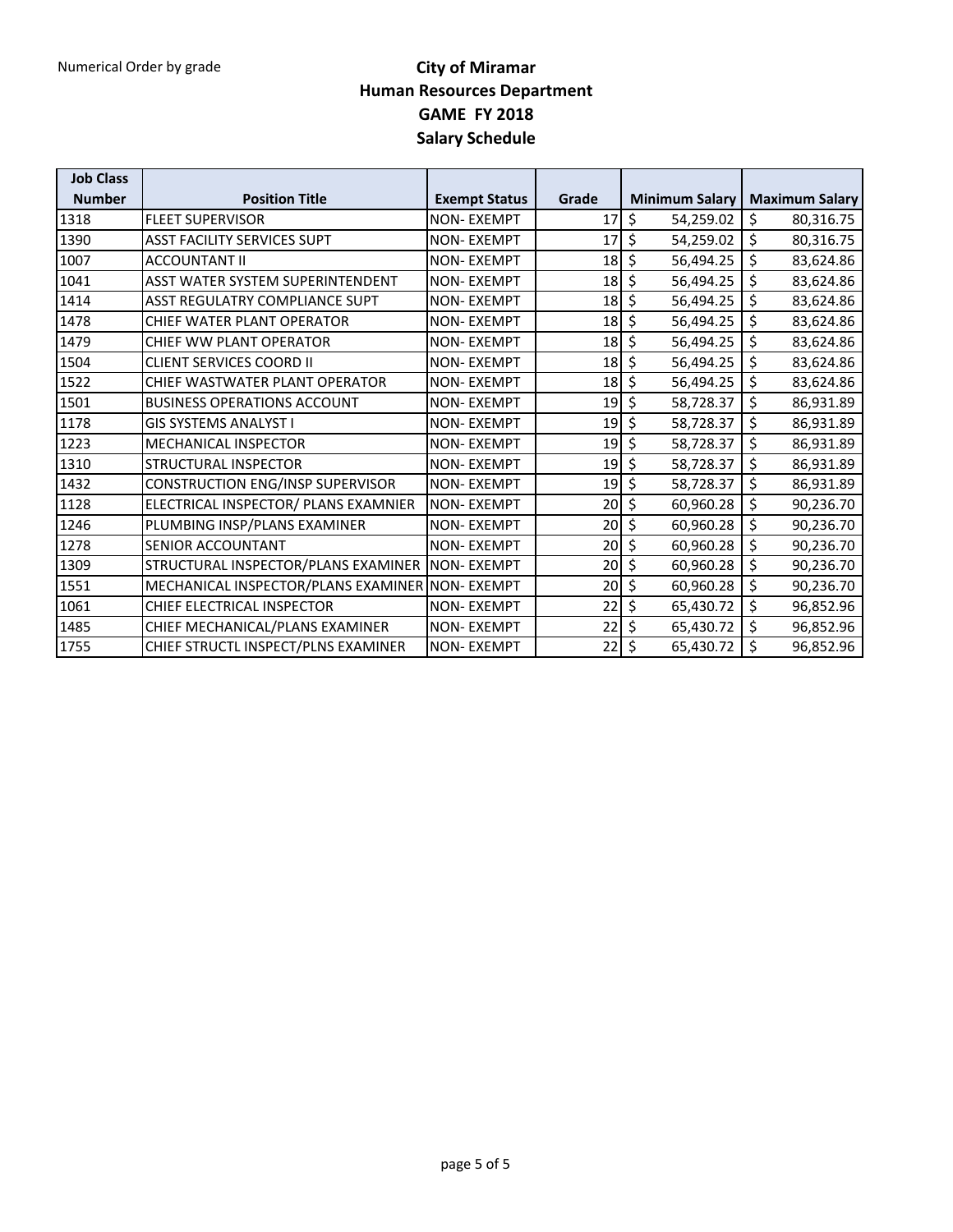Numerical Order by grade

# City of Miramar
## Human Resources Department
## GAME FY 2018
## Salary Schedule

| Job Class Number | Position Title | Exempt Status | Grade | Minimum Salary | Maximum Salary |
|---|---|---|---|---|---|
| 1318 | FLEET SUPERVISOR | NON- EXEMPT | 17 | $ 54,259.02 | $ 80,316.75 |
| 1390 | ASST FACILITY SERVICES SUPT | NON- EXEMPT | 17 | $ 54,259.02 | $ 80,316.75 |
| 1007 | ACCOUNTANT II | NON- EXEMPT | 18 | $ 56,494.25 | $ 83,624.86 |
| 1041 | ASST WATER SYSTEM SUPERINTENDENT | NON- EXEMPT | 18 | $ 56,494.25 | $ 83,624.86 |
| 1414 | ASST REGULATRY COMPLIANCE SUPT | NON- EXEMPT | 18 | $ 56,494.25 | $ 83,624.86 |
| 1478 | CHIEF WATER PLANT OPERATOR | NON- EXEMPT | 18 | $ 56,494.25 | $ 83,624.86 |
| 1479 | CHIEF WW PLANT OPERATOR | NON- EXEMPT | 18 | $ 56,494.25 | $ 83,624.86 |
| 1504 | CLIENT SERVICES COORD II | NON- EXEMPT | 18 | $ 56,494.25 | $ 83,624.86 |
| 1522 | CHIEF WASTWATER PLANT OPERATOR | NON- EXEMPT | 18 | $ 56,494.25 | $ 83,624.86 |
| 1501 | BUSINESS OPERATIONS ACCOUNT | NON- EXEMPT | 19 | $ 58,728.37 | $ 86,931.89 |
| 1178 | GIS SYSTEMS ANALYST I | NON- EXEMPT | 19 | $ 58,728.37 | $ 86,931.89 |
| 1223 | MECHANICAL INSPECTOR | NON- EXEMPT | 19 | $ 58,728.37 | $ 86,931.89 |
| 1310 | STRUCTURAL INSPECTOR | NON- EXEMPT | 19 | $ 58,728.37 | $ 86,931.89 |
| 1432 | CONSTRUCTION ENG/INSP SUPERVISOR | NON- EXEMPT | 19 | $ 58,728.37 | $ 86,931.89 |
| 1128 | ELECTRICAL INSPECTOR/ PLANS EXAMNIER | NON- EXEMPT | 20 | $ 60,960.28 | $ 90,236.70 |
| 1246 | PLUMBING INSP/PLANS EXAMINER | NON- EXEMPT | 20 | $ 60,960.28 | $ 90,236.70 |
| 1278 | SENIOR ACCOUNTANT | NON- EXEMPT | 20 | $ 60,960.28 | $ 90,236.70 |
| 1309 | STRUCTURAL INSPECTOR/PLANS EXAMINER | NON- EXEMPT | 20 | $ 60,960.28 | $ 90,236.70 |
| 1551 | MECHANICAL INSPECTOR/PLANS EXAMINER | NON- EXEMPT | 20 | $ 60,960.28 | $ 90,236.70 |
| 1061 | CHIEF ELECTRICAL INSPECTOR | NON- EXEMPT | 22 | $ 65,430.72 | $ 96,852.96 |
| 1485 | CHIEF MECHANICAL/PLANS EXAMINER | NON- EXEMPT | 22 | $ 65,430.72 | $ 96,852.96 |
| 1755 | CHIEF STRUCTL INSPECT/PLNS EXAMINER | NON- EXEMPT | 22 | $ 65,430.72 | $ 96,852.96 |